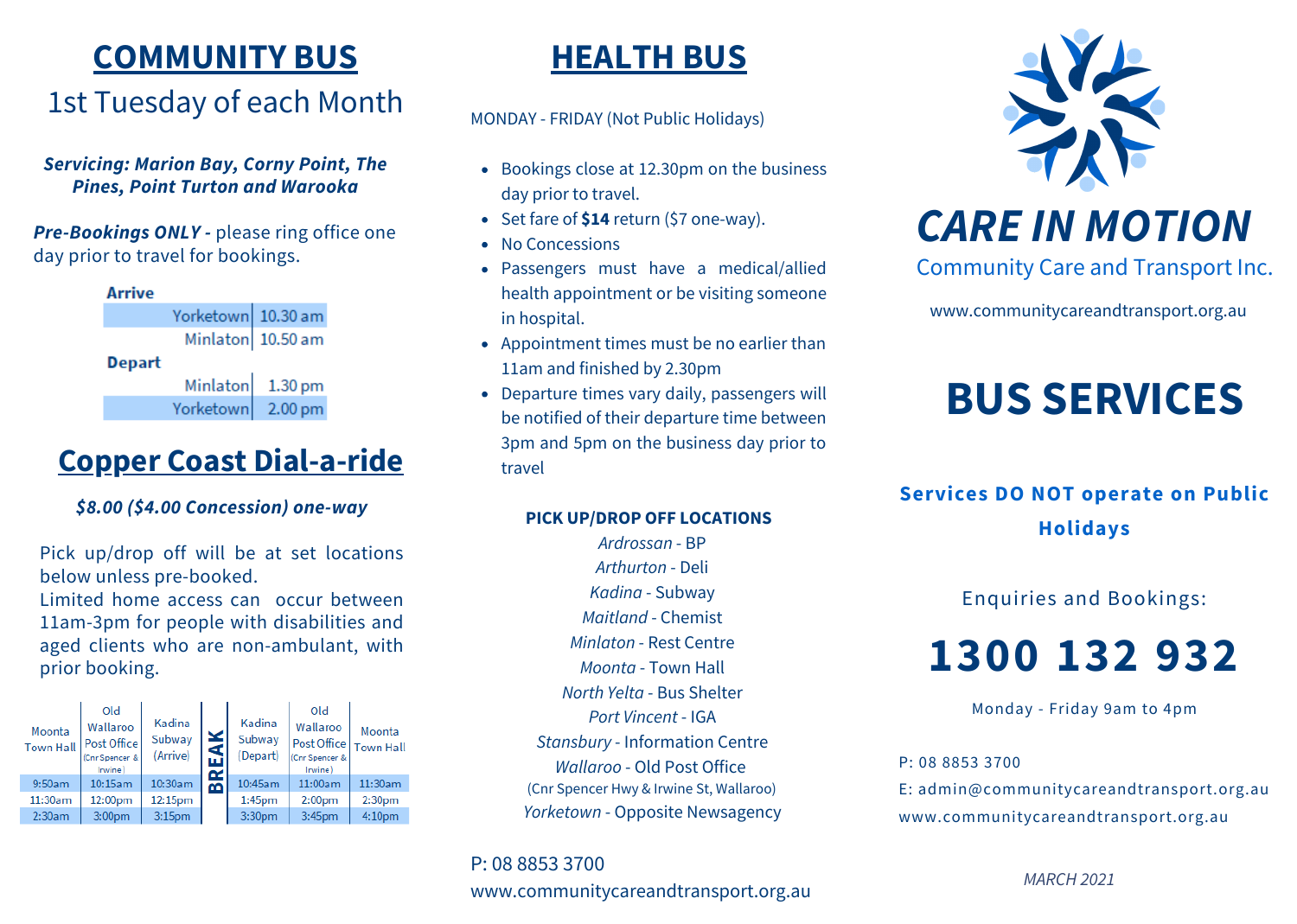## COMMUNITY BUS

1st Tuesday of each Month

***Servicing: Marion Bay, Corny Point, The Pines, Point Turton and Warooka***

***Pre-Bookings ONLY -*** please ring office one day prior to travel for bookings.

| **Arrive** | |
|---|---|
| Yorketown | 10.30 am |
| Minlaton | 10.50 am |
| **Depart** | |
| Minlaton | 1.30 pm |
| Yorketown | 2.00 pm |

## Copper Coast Dial-a-ride

***$8.00 ($4.00 Concession) one-way***

Pick up/drop off will be at set locations below unless pre-booked.
Limited home access can occur between 11am-3pm for people with disabilities and aged clients who are non-ambulant, with prior booking.

| Moonta Town Hall | Old Wallaroo Post Office (Cnr Spencer & Irwine) | Kadina Subway (Arrive) | BREAK | Kadina Subway (Depart) | Old Wallaroo Post Office (Cnr Spencer & Irwine) | Moonta Town Hall |
|---|---|---|---|---|---|---|
| 9:50am | 10:15am | 10:30am | | 10:45am | 11:00am | 11:30am |
| 11:30am | 12:00pm | 12:15pm | | 1:45pm | 2:00pm | 2:30pm |
| 2:30am | 3:00pm | 3:15pm | | 3:30pm | 3:45pm | 4:10pm |

## HEALTH BUS

MONDAY - FRIDAY (Not Public Holidays)

- Bookings close at 12.30pm on the business day prior to travel.
- Set fare of **$14** return ($7 one-way).
- No Concessions
- Passengers must have a medical/allied health appointment or be visiting someone in hospital.
- Appointment times must be no earlier than 11am and finished by 2.30pm
- Departure times vary daily, passengers will be notified of their departure time between 3pm and 5pm on the business day prior to travel

**PICK UP/DROP OFF LOCATIONS**

*Ardrossan* - BP
*Arthurton* - Deli
*Kadina* - Subway
*Maitland* - Chemist
*Minlaton* - Rest Centre
*Moonta* - Town Hall
*North Yelta* - Bus Shelter
*Port Vincent* - IGA
*Stansbury* - Information Centre
*Wallaroo* - Old Post Office
(Cnr Spencer Hwy & Irwine St, Wallaroo)
*Yorketown* - Opposite Newsagency

P: 08 8853 3700
www.communitycareandtransport.org.au

# *CARE IN MOTION*

Community Care and Transport Inc.

www.communitycareandtransport.org.au

# BUS SERVICES

**Services DO NOT operate on Public Holidays**

Enquiries and Bookings:

# 1300 132 932

Monday - Friday 9am to 4pm

P: 08 8853 3700
E: admin@communitycareandtransport.org.au
www.communitycareandtransport.org.au

*MARCH 2021*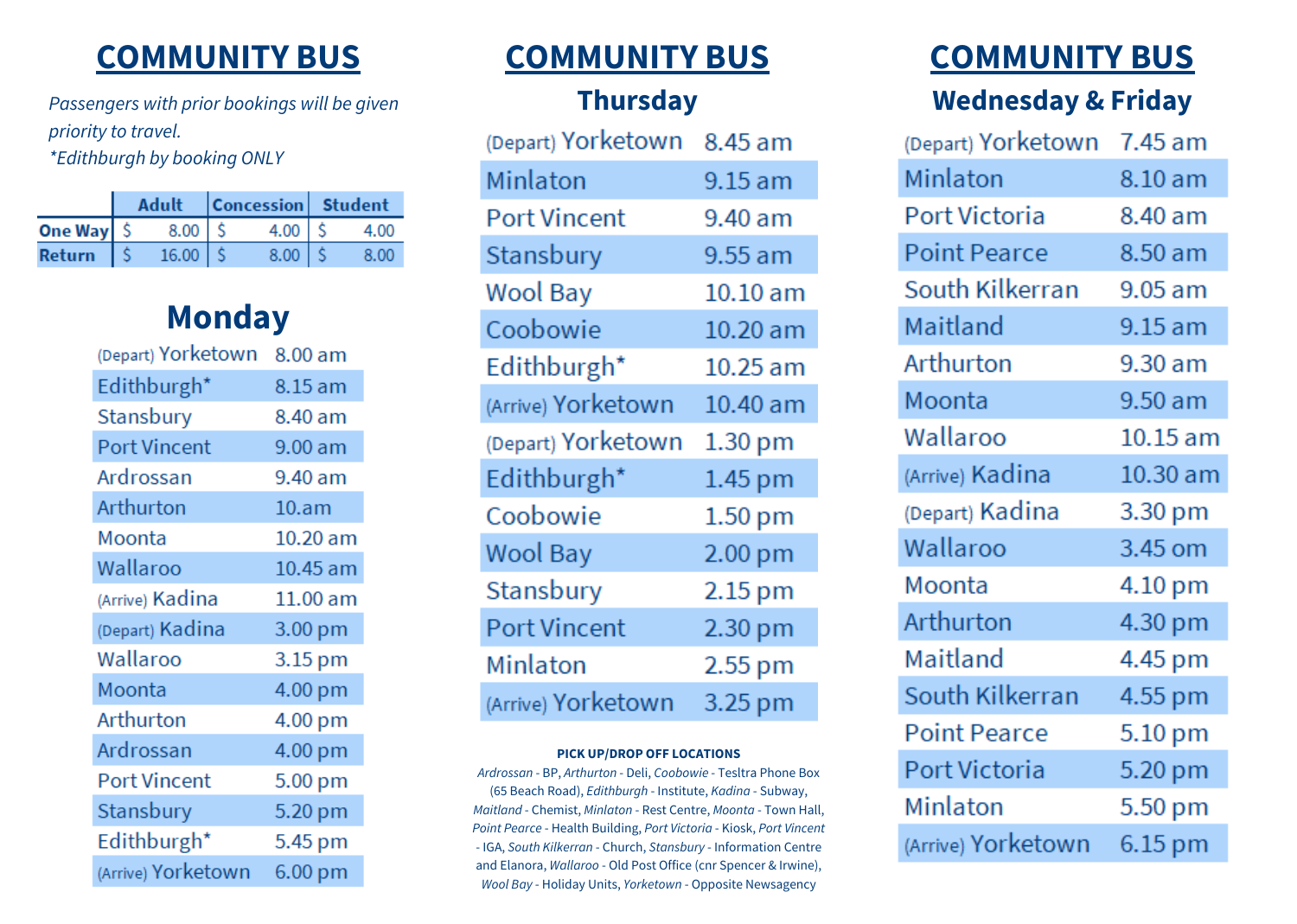# COMMUNITY BUS

*Passengers with prior bookings will be given priority to travel.*
**Edithburgh by booking ONLY*

| | Adult | Concession | Student |
|---|---|---|---|
| **One Way** | $ 8.00 | $ 4.00 | $ 4.00 |
| **Return** | $ 16.00 | $ 8.00 | $ 8.00 |

## Monday

| | |
|---|---|
| (Depart) Yorketown | 8.00 am |
| Edithburgh* | 8.15 am |
| Stansbury | 8.40 am |
| Port Vincent | 9.00 am |
| Ardrossan | 9.40 am |
| Arthurton | 10.am |
| Moonta | 10.20 am |
| Wallaroo | 10.45 am |
| (Arrive) Kadina | 11.00 am |
| (Depart) Kadina | 3.00 pm |
| Wallaroo | 3.15 pm |
| Moonta | 4.00 pm |
| Arthurton | 4.00 pm |
| Ardrossan | 4.00 pm |
| Port Vincent | 5.00 pm |
| Stansbury | 5.20 pm |
| Edithburgh* | 5.45 pm |
| (Arrive) Yorketown | 6.00 pm |

# COMMUNITY BUS

## Thursday

| | |
|---|---|
| (Depart) Yorketown | 8.45 am |
| Minlaton | 9.15 am |
| Port Vincent | 9.40 am |
| Stansbury | 9.55 am |
| Wool Bay | 10.10 am |
| Coobowie | 10.20 am |
| Edithburgh* | 10.25 am |
| (Arrive) Yorketown | 10.40 am |
| (Depart) Yorketown | 1.30 pm |
| Edithburgh* | 1.45 pm |
| Coobowie | 1.50 pm |
| Wool Bay | 2.00 pm |
| Stansbury | 2.15 pm |
| Port Vincent | 2.30 pm |
| Minlaton | 2.55 pm |
| (Arrive) Yorketown | 3.25 pm |

**PICK UP/DROP OFF LOCATIONS**

*Ardrossan* - BP, *Arthurton* - Deli, *Coobowie* - Tesltra Phone Box (65 Beach Road), *Edithburgh* - Institute, *Kadina* - Subway, *Maitland* - Chemist, *Minlaton* - Rest Centre, *Moonta* - Town Hall, *Point Pearce* - Health Building, *Port Victoria* - Kiosk, *Port Vincent* - IGA, *South Kilkerran* - Church, *Stansbury* - Information Centre and Elanora, *Wallaroo* - Old Post Office (cnr Spencer & Irwine), *Wool Bay* - Holiday Units, *Yorketown* - Opposite Newsagency

# COMMUNITY BUS

## Wednesday & Friday

| | |
|---|---|
| (Depart) Yorketown | 7.45 am |
| Minlaton | 8.10 am |
| Port Victoria | 8.40 am |
| Point Pearce | 8.50 am |
| South Kilkerran | 9.05 am |
| Maitland | 9.15 am |
| Arthurton | 9.30 am |
| Moonta | 9.50 am |
| Wallaroo | 10.15 am |
| (Arrive) Kadina | 10.30 am |
| (Depart) Kadina | 3.30 pm |
| Wallaroo | 3.45 om |
| Moonta | 4.10 pm |
| Arthurton | 4.30 pm |
| Maitland | 4.45 pm |
| South Kilkerran | 4.55 pm |
| Point Pearce | 5.10 pm |
| Port Victoria | 5.20 pm |
| Minlaton | 5.50 pm |
| (Arrive) Yorketown | 6.15 pm |